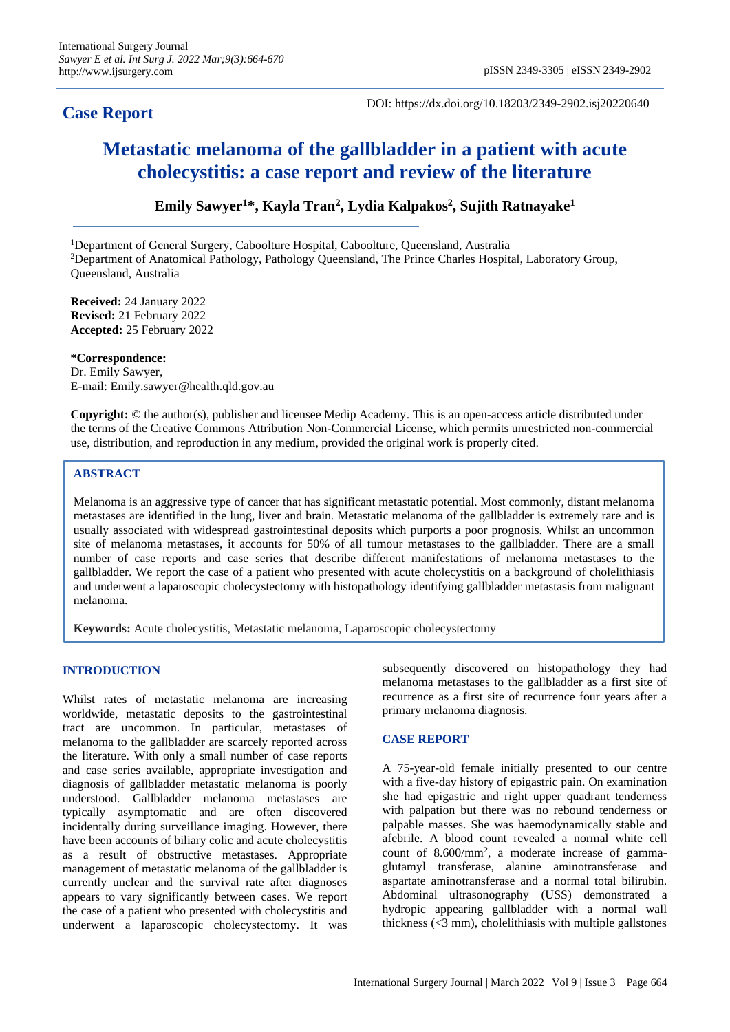## Case Report

DOI: https://dx.doi.org/10.18203/2349-2902.isj20220640

# Metastatic melanoma of the gallbladder in a patient with acute cholecystitis: a case report and review of the literature

**Emily Sawyer[1]\*, Kayla Tran[2], Lydia Kalpakos[2], Sujith Ratnayake[1]**

[1]Department of General Surgery, Caboolture Hospital, Caboolture, Queensland, Australia
[2]Department of Anatomical Pathology, Pathology Queensland, The Prince Charles Hospital, Laboratory Group, Queensland, Australia

**Received:** 24 January 2022
**Revised:** 21 February 2022
**Accepted:** 25 February 2022

**\*Correspondence:**
Dr. Emily Sawyer,
E-mail: Emily.sawyer@health.qld.gov.au

**Copyright:** © the author(s), publisher and licensee Medip Academy. This is an open-access article distributed under the terms of the Creative Commons Attribution Non-Commercial License, which permits unrestricted non-commercial use, distribution, and reproduction in any medium, provided the original work is properly cited.

### ABSTRACT

Melanoma is an aggressive type of cancer that has significant metastatic potential. Most commonly, distant melanoma metastases are identified in the lung, liver and brain. Metastatic melanoma of the gallbladder is extremely rare and is usually associated with widespread gastrointestinal deposits which purports a poor prognosis. Whilst an uncommon site of melanoma metastases, it accounts for 50% of all tumour metastases to the gallbladder. There are a small number of case reports and case series that describe different manifestations of melanoma metastases to the gallbladder. We report the case of a patient who presented with acute cholecystitis on a background of cholelithiasis and underwent a laparoscopic cholecystectomy with histopathology identifying gallbladder metastasis from malignant melanoma.

**Keywords:** Acute cholecystitis, Metastatic melanoma, Laparoscopic cholecystectomy

## INTRODUCTION

Whilst rates of metastatic melanoma are increasing worldwide, metastatic deposits to the gastrointestinal tract are uncommon. In particular, metastases of melanoma to the gallbladder are scarcely reported across the literature. With only a small number of case reports and case series available, appropriate investigation and diagnosis of gallbladder metastatic melanoma is poorly understood. Gallbladder melanoma metastases are typically asymptomatic and are often discovered incidentally during surveillance imaging. However, there have been accounts of biliary colic and acute cholecystitis as a result of obstructive metastases. Appropriate management of metastatic melanoma of the gallbladder is currently unclear and the survival rate after diagnoses appears to vary significantly between cases. We report the case of a patient who presented with cholecystitis and underwent a laparoscopic cholecystectomy. It was subsequently discovered on histopathology they had melanoma metastases to the gallbladder as a first site of recurrence as a first site of recurrence four years after a primary melanoma diagnosis.

## CASE REPORT

A 75-year-old female initially presented to our centre with a five-day history of epigastric pain. On examination she had epigastric and right upper quadrant tenderness with palpation but there was no rebound tenderness or palpable masses. She was haemodynamically stable and afebrile. A blood count revealed a normal white cell count of 8.600/mm$^2$, a moderate increase of gamma-glutamyl transferase, alanine aminotransferase and aspartate aminotransferase and a normal total bilirubin. Abdominal ultrasonography (USS) demonstrated a hydropic appearing gallbladder with a normal wall thickness (<3 mm), cholelithiasis with multiple gallstones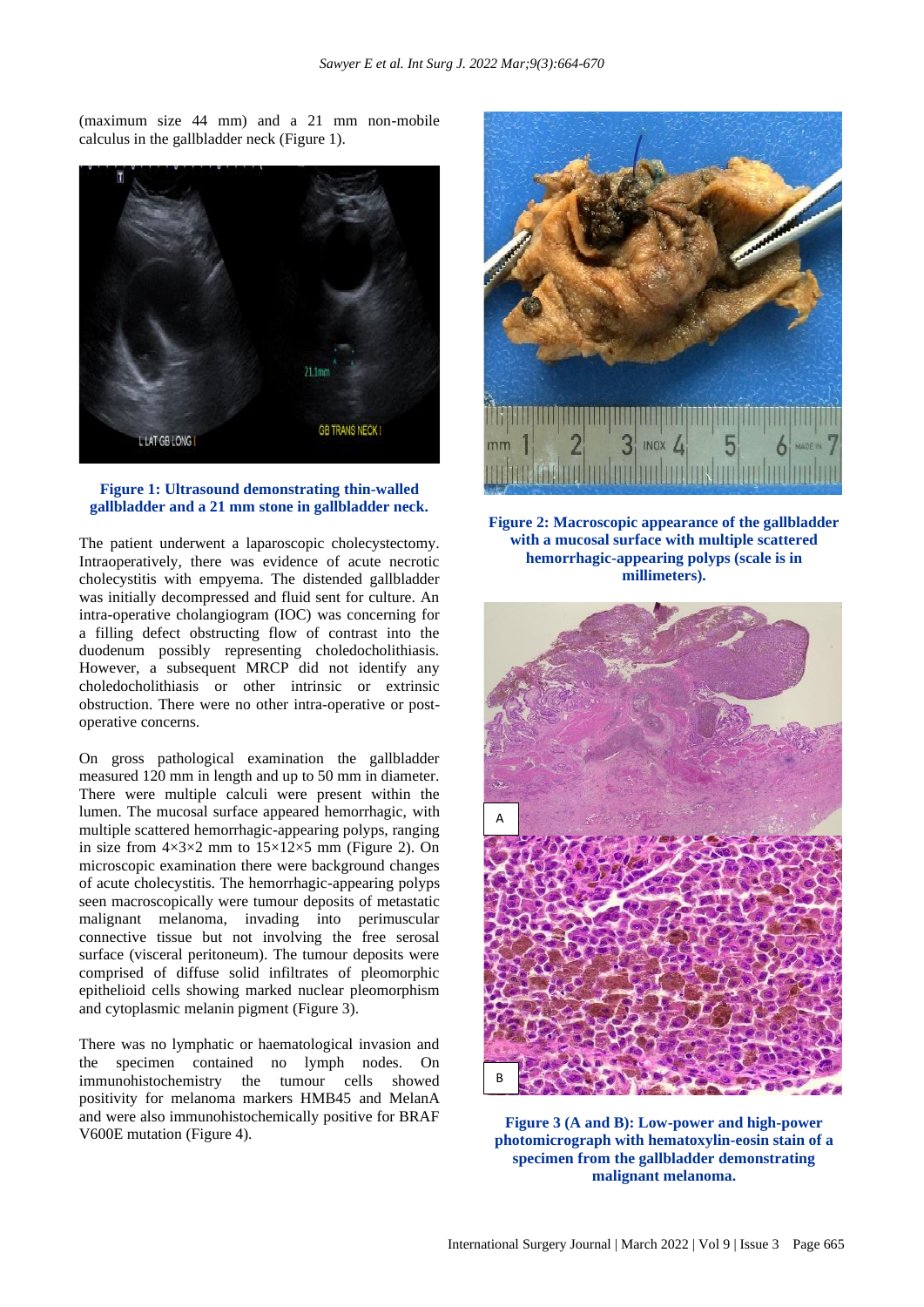(maximum size 44 mm) and a 21 mm non-mobile calculus in the gallbladder neck (Figure 1).

**Figure 1: Ultrasound demonstrating thin-walled gallbladder and a 21 mm stone in gallbladder neck.**

The patient underwent a laparoscopic cholecystectomy. Intraoperatively, there was evidence of acute necrotic cholecystitis with empyema. The distended gallbladder was initially decompressed and fluid sent for culture. An intra-operative cholangiogram (IOC) was concerning for a filling defect obstructing flow of contrast into the duodenum possibly representing choledocholithiasis. However, a subsequent MRCP did not identify any choledocholithiasis or other intrinsic or extrinsic obstruction. There were no other intra-operative or post-operative concerns.

On gross pathological examination the gallbladder measured 120 mm in length and up to 50 mm in diameter. There were multiple calculi were present within the lumen. The mucosal surface appeared hemorrhagic, with multiple scattered hemorrhagic-appearing polyps, ranging in size from 4×3×2 mm to 15×12×5 mm (Figure 2). On microscopic examination there were background changes of acute cholecystitis. The hemorrhagic-appearing polyps seen macroscopically were tumour deposits of metastatic malignant melanoma, invading into perimuscular connective tissue but not involving the free serosal surface (visceral peritoneum). The tumour deposits were comprised of diffuse solid infiltrates of pleomorphic epithelioid cells showing marked nuclear pleomorphism and cytoplasmic melanin pigment (Figure 3).

There was no lymphatic or haematological invasion and the specimen contained no lymph nodes. On immunohistochemistry the tumour cells showed positivity for melanoma markers HMB45 and MelanA and were also immunohistochemically positive for BRAF V600E mutation (Figure 4).

**Figure 2: Macroscopic appearance of the gallbladder with a mucosal surface with multiple scattered hemorrhagic-appearing polyps (scale is in millimeters).**

**Figure 3 (A and B): Low-power and high-power photomicrograph with hematoxylin-eosin stain of a specimen from the gallbladder demonstrating malignant melanoma.**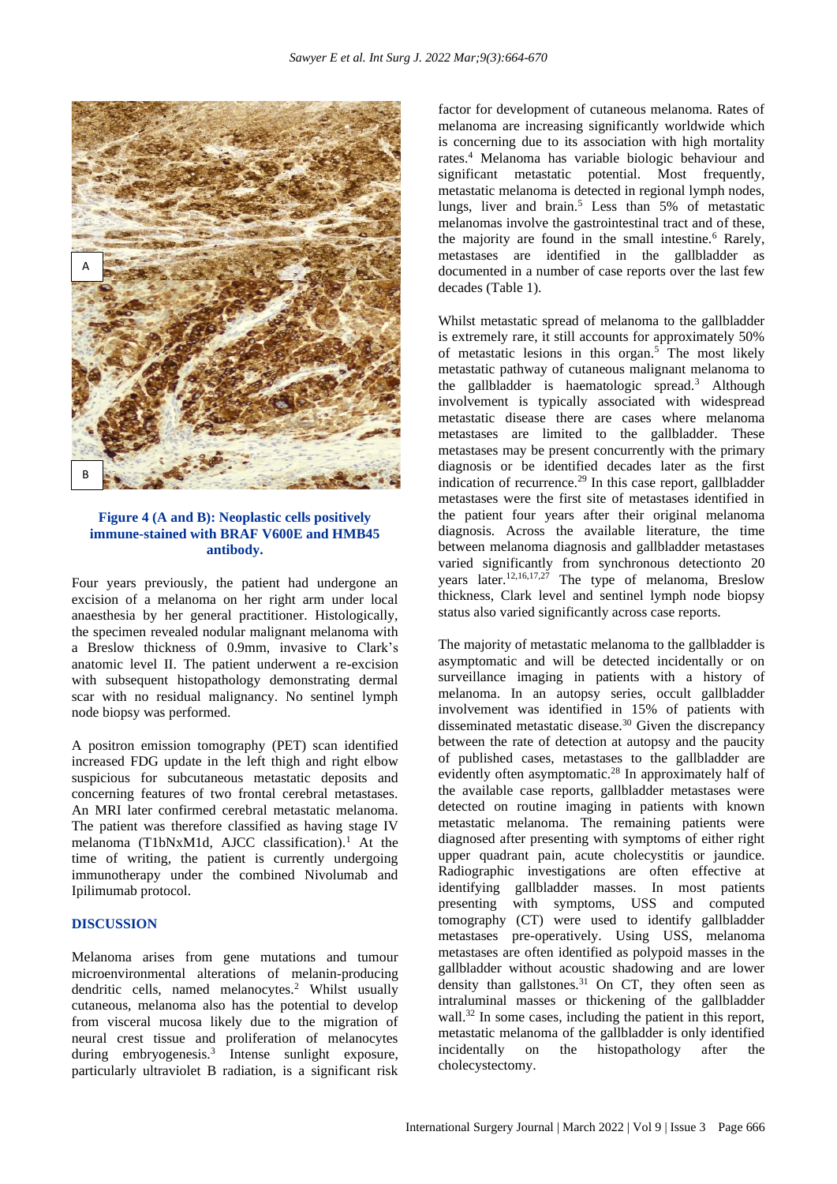**Figure 4 (A and B): Neoplastic cells positively immune-stained with BRAF V600E and HMB45 antibody.**

Four years previously, the patient had undergone an excision of a melanoma on her right arm under local anaesthesia by her general practitioner. Histologically, the specimen revealed nodular malignant melanoma with a Breslow thickness of 0.9mm, invasive to Clark's anatomic level II. The patient underwent a re-excision with subsequent histopathology demonstrating dermal scar with no residual malignancy. No sentinel lymph node biopsy was performed.

A positron emission tomography (PET) scan identified increased FDG update in the left thigh and right elbow suspicious for subcutaneous metastatic deposits and concerning features of two frontal cerebral metastases. An MRI later confirmed cerebral metastatic melanoma. The patient was therefore classified as having stage IV melanoma (T1bNxM1d, AJCC classification).[1] At the time of writing, the patient is currently undergoing immunotherapy under the combined Nivolumab and Ipilimumab protocol.

## DISCUSSION

Melanoma arises from gene mutations and tumour microenvironmental alterations of melanin-producing dendritic cells, named melanocytes.[2] Whilst usually cutaneous, melanoma also has the potential to develop from visceral mucosa likely due to the migration of neural crest tissue and proliferation of melanocytes during embryogenesis.[3] Intense sunlight exposure, particularly ultraviolet B radiation, is a significant risk factor for development of cutaneous melanoma. Rates of melanoma are increasing significantly worldwide which is concerning due to its association with high mortality rates.[4] Melanoma has variable biologic behaviour and significant metastatic potential. Most frequently, metastatic melanoma is detected in regional lymph nodes, lungs, liver and brain.[5] Less than 5% of metastatic melanomas involve the gastrointestinal tract and of these, the majority are found in the small intestine.[6] Rarely, metastases are identified in the gallbladder as documented in a number of case reports over the last few decades (Table 1).

Whilst metastatic spread of melanoma to the gallbladder is extremely rare, it still accounts for approximately 50% of metastatic lesions in this organ.[5] The most likely metastatic pathway of cutaneous malignant melanoma to the gallbladder is haematologic spread.[3] Although involvement is typically associated with widespread metastatic disease there are cases where melanoma metastases are limited to the gallbladder. These metastases may be present concurrently with the primary diagnosis or be identified decades later as the first indication of recurrence.[29] In this case report, gallbladder metastases were the first site of metastases identified in the patient four years after their original melanoma diagnosis. Across the available literature, the time between melanoma diagnosis and gallbladder metastases varied significantly from synchronous detectionto 20 years later.[12,16,17,27] The type of melanoma, Breslow thickness, Clark level and sentinel lymph node biopsy status also varied significantly across case reports.

The majority of metastatic melanoma to the gallbladder is asymptomatic and will be detected incidentally or on surveillance imaging in patients with a history of melanoma. In an autopsy series, occult gallbladder involvement was identified in 15% of patients with disseminated metastatic disease.[30] Given the discrepancy between the rate of detection at autopsy and the paucity of published cases, metastases to the gallbladder are evidently often asymptomatic.[28] In approximately half of the available case reports, gallbladder metastases were detected on routine imaging in patients with known metastatic melanoma. The remaining patients were diagnosed after presenting with symptoms of either right upper quadrant pain, acute cholecystitis or jaundice. Radiographic investigations are often effective at identifying gallbladder masses. In most patients presenting with symptoms, USS and computed tomography (CT) were used to identify gallbladder metastases pre-operatively. Using USS, melanoma metastases are often identified as polypoid masses in the gallbladder without acoustic shadowing and are lower density than gallstones.[31] On CT, they often seen as intraluminal masses or thickening of the gallbladder wall.[32] In some cases, including the patient in this report, metastatic melanoma of the gallbladder is only identified incidentally on the histopathology after the cholecystectomy.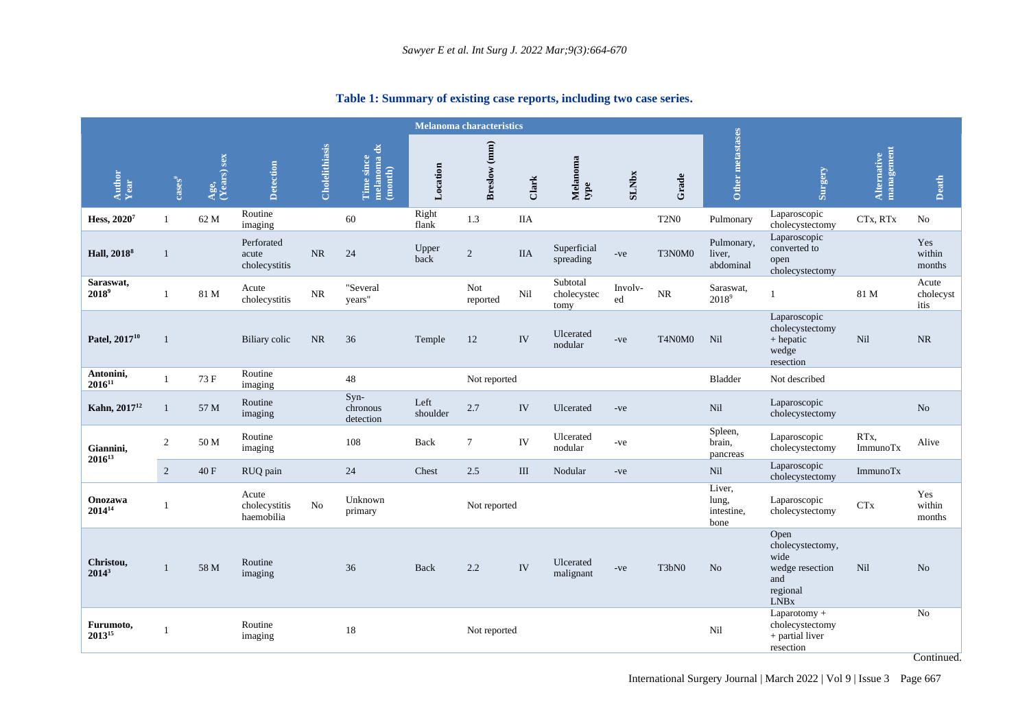**Table 1: Summary of existing case reports, including two case series.**

| Author Year | cases[#] | Age, (Years) sex | Detection | Cholelithiasis | Time since melanoma dx (month) | Melanoma characteristics | | | | | | Other metastases | Surgery | Alternative management | Death |
|---|---|---|---|---|---|---|---|---|---|---|---|---|---|---|---|
| | | | | | | Location | Breslow (mm) | Clark | Melanoma type | SLNbx | Grade | | | | |
| **Hess, 2020**[7] | 1 | 62 M | Routine imaging | | 60 | Right flank | 1.3 | IIA | | | T2N0 | Pulmonary | Laparoscopic cholecystectomy | CTx, RTx | No |
| **Hall, 2018**[8] | 1 | | Perforated acute cholecystitis | NR | 24 | Upper back | 2 | IIA | Superficial spreading | -ve | T3N0M0 | Pulmonary, liver, abdominal | Laparoscopic converted to open cholecystectomy | | Yes within months |
| **Saraswat, 2018**[9] | 1 | 81 M | Acute cholecystitis | NR | "Several years" | | Not reported | Nil | Subtotal cholecystec tomy | Involv-ed | NR | Saraswat, 2018[9] | 1 | 81 M | Acute cholecyst itis |
| **Patel, 2017**[10] | 1 | | Biliary colic | NR | 36 | Temple | 12 | IV | Ulcerated nodular | -ve | T4N0M0 | Nil | Laparoscopic cholecystectomy + hepatic wedge resection | Nil | NR |
| **Antonini, 2016**[11] | 1 | 73 F | Routine imaging | | 48 | | Not reported | | | | | Bladder | Not described | | |
| **Kahn, 2017**[12] | 1 | 57 M | Routine imaging | | Syn-chronous detection | Left shoulder | 2.7 | IV | Ulcerated | -ve | | Nil | Laparoscopic cholecystectomy | | No |
| **Giannini, 2016**[13] | 2 | 50 M | Routine imaging | | 108 | Back | 7 | IV | Ulcerated nodular | -ve | | Spleen, brain, pancreas | Laparoscopic cholecystectomy | RTx, ImmunoTx | Alive |
| | 2 | 40 F | RUQ pain | | 24 | Chest | 2.5 | III | Nodular | -ve | | Nil | Laparoscopic cholecystectomy | ImmunoTx | |
| **Onozawa 2014**[14] | 1 | | Acute cholecystitis haemobilia | No | Unknown primary | | Not reported | | | | | Liver, lung, intestine, bone | Laparoscopic cholecystectomy | CTx | Yes within months |
| **Christou, 2014**[3] | 1 | 58 M | Routine imaging | | 36 | Back | 2.2 | IV | Ulcerated malignant | -ve | T3bN0 | No | Open cholecystectomy, wide wedge resection and regional LNBx | Nil | No |
| **Furumoto, 2013**[15] | 1 | | Routine imaging | | 18 | | Not reported | | | | | Nil | Laparotomy + cholecystectomy + partial liver resection | | No |

Continued.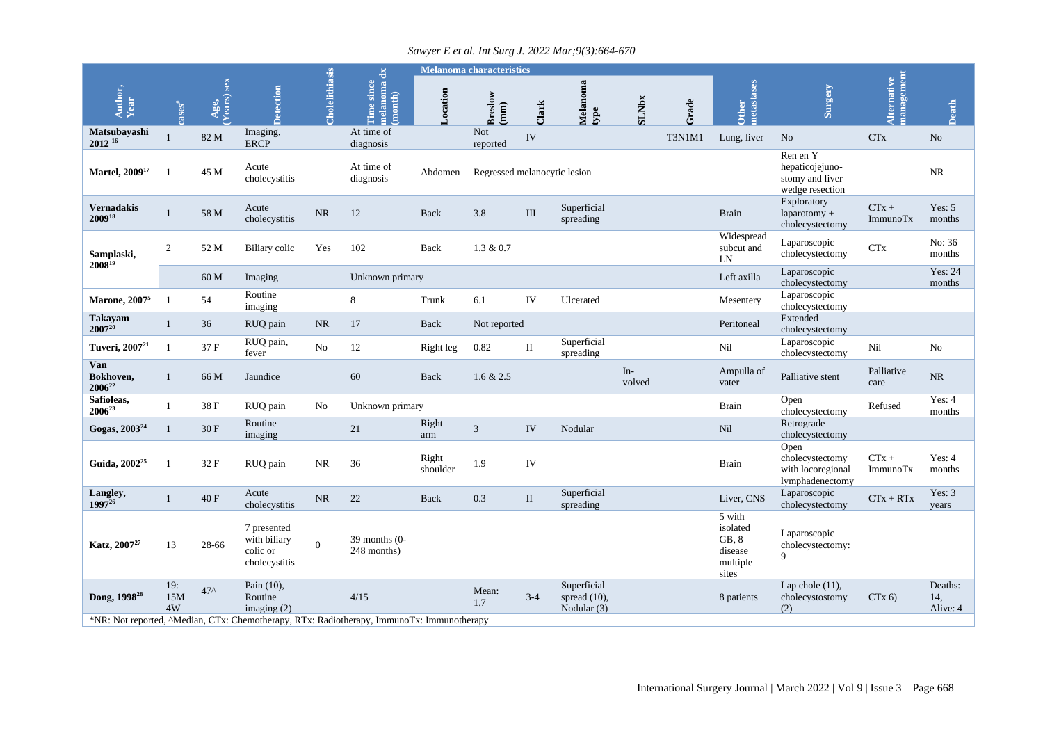| Author, Year | cases[#] | Age, (Years) sex | Detection | Cholelithiasis | Time since melanoma dx (month) | Melanoma characteristics | | | | | | Other metastases | Surgery | Alternative management | Death |
|---|---|---|---|---|---|---|---|---|---|---|---|---|---|---|---|
| | | | | | | Location | Breslow (mm) | Clark | Melanoma type | SLNbx | Grade | | | | |
| **Matsubayashi 2012** [16] | 1 | 82 M | Imaging, ERCP | | At time of diagnosis | | Not reported | IV | | | T3N1M1 | Lung, liver | No | CTx | No |
| **Martel, 2009**[17] | 1 | 45 M | Acute cholecystitis | | At time of diagnosis | Abdomen | Regressed melanocytic lesion | | | | | | Ren en Y hepaticojejuno-stomy and liver wedge resection | | NR |
| **Vernadakis 2009**[18] | 1 | 58 M | Acute cholecystitis | NR | 12 | Back | 3.8 | III | Superficial spreading | | | Brain | Exploratory laparotomy + cholecystectomy | CTx + ImmunoTx | Yes: 5 months |
| **Samplaski, 2008**[19] | 2 | 52 M | Biliary colic | Yes | 102 | Back | 1.3 & 0.7 | | | | | Widespread subcut and LN | Laparoscopic cholecystectomy | CTx | No: 36 months |
| | | 60 M | Imaging | | Unknown primary | | | | | | | Left axilla | Laparoscopic cholecystectomy | | Yes: 24 months |
| **Marone, 2007**[5] | 1 | 54 | Routine imaging | | 8 | Trunk | 6.1 | IV | Ulcerated | | | Mesentery | Laparoscopic cholecystectomy | | |
| **Takayam 2007**[20] | 1 | 36 | RUQ pain | NR | 17 | Back | Not reported | | | | | Peritoneal | Extended cholecystectomy | | |
| **Tuveri, 2007**[21] | 1 | 37 F | RUQ pain, fever | No | 12 | Right leg | 0.82 | II | Superficial spreading | | | Nil | Laparoscopic cholecystectomy | Nil | No |
| **Van Bokhoven, 2006**[22] | 1 | 66 M | Jaundice | | 60 | Back | 1.6 & 2.5 | | | In-volved | | Ampulla of vater | Palliative stent | Palliative care | NR |
| **Safioleas, 2006**[23] | 1 | 38 F | RUQ pain | No | Unknown primary | | | | | | | Brain | Open cholecystectomy | Refused | Yes: 4 months |
| **Gogas, 2003**[24] | 1 | 30 F | Routine imaging | | 21 | Right arm | 3 | IV | Nodular | | | Nil | Retrograde cholecystectomy | | |
| **Guida, 2002**[25] | 1 | 32 F | RUQ pain | NR | 36 | Right shoulder | 1.9 | IV | | | | Brain | Open cholecystectomy with locoregional lymphadenectomy | CTx + ImmunoTx | Yes: 4 months |
| **Langley, 1997**[26] | 1 | 40 F | Acute cholecystitis | NR | 22 | Back | 0.3 | II | Superficial spreading | | | Liver, CNS | Laparoscopic cholecystectomy | CTx + RTx | Yes: 3 years |
| **Katz, 2007**[27] | 13 | 28-66 | 7 presented with biliary colic or cholecystitis | 0 | 39 months (0-248 months) | | | | | | | 5 with isolated GB, 8 disease multiple sites | Laparoscopic cholecystectomy: 9 | | |
| **Dong, 1998**[28] | 19: 15M 4W | 47^ | Pain (10), Routine imaging (2) | | 4/15 | | Mean: 1.7 | 3-4 | Superficial spread (10), Nodular (3) | | | 8 patients | Lap chole (11), cholecystostomy (2) | CTx 6) | Deaths: 14, Alive: 4 |

*NR: Not reported, ^Median, CTx: Chemotherapy, RTx: Radiotherapy, ImmunoTx: Immunotherapy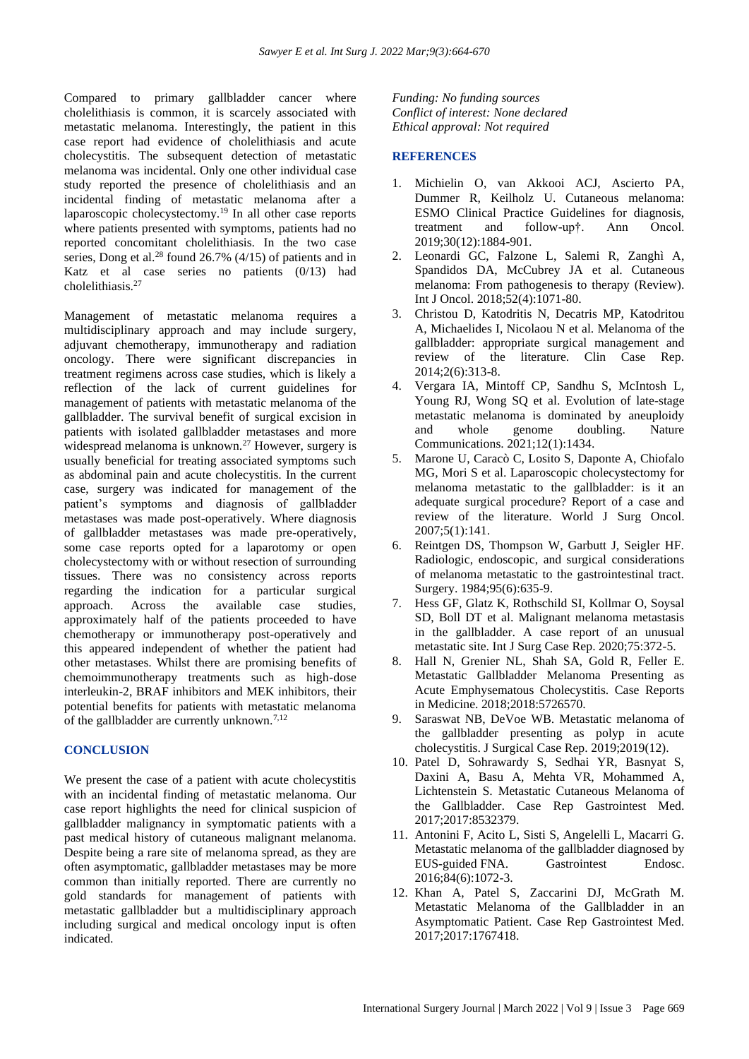Compared to primary gallbladder cancer where cholelithiasis is common, it is scarcely associated with metastatic melanoma. Interestingly, the patient in this case report had evidence of cholelithiasis and acute cholecystitis. The subsequent detection of metastatic melanoma was incidental. Only one other individual case study reported the presence of cholelithiasis and an incidental finding of metastatic melanoma after a laparoscopic cholecystectomy.[19] In all other case reports where patients presented with symptoms, patients had no reported concomitant cholelithiasis. In the two case series, Dong et al.[28] found 26.7% (4/15) of patients and in Katz et al case series no patients (0/13) had cholelithiasis.[27]

Management of metastatic melanoma requires a multidisciplinary approach and may include surgery, adjuvant chemotherapy, immunotherapy and radiation oncology. There were significant discrepancies in treatment regimens across case studies, which is likely a reflection of the lack of current guidelines for management of patients with metastatic melanoma of the gallbladder. The survival benefit of surgical excision in patients with isolated gallbladder metastases and more widespread melanoma is unknown.[27] However, surgery is usually beneficial for treating associated symptoms such as abdominal pain and acute cholecystitis. In the current case, surgery was indicated for management of the patient's symptoms and diagnosis of gallbladder metastases was made post-operatively. Where diagnosis of gallbladder metastases was made pre-operatively, some case reports opted for a laparotomy or open cholecystectomy with or without resection of surrounding tissues. There was no consistency across reports regarding the indication for a particular surgical approach. Across the available case studies, approximately half of the patients proceeded to have chemotherapy or immunotherapy post-operatively and this appeared independent of whether the patient had other metastases. Whilst there are promising benefits of chemoimmunotherapy treatments such as high-dose interleukin-2, BRAF inhibitors and MEK inhibitors, their potential benefits for patients with metastatic melanoma of the gallbladder are currently unknown.[7,12]

## CONCLUSION

We present the case of a patient with acute cholecystitis with an incidental finding of metastatic melanoma. Our case report highlights the need for clinical suspicion of gallbladder malignancy in symptomatic patients with a past medical history of cutaneous malignant melanoma. Despite being a rare site of melanoma spread, as they are often asymptomatic, gallbladder metastases may be more common than initially reported. There are currently no gold standards for management of patients with metastatic gallbladder but a multidisciplinary approach including surgical and medical oncology input is often indicated.

*Funding: No funding sources*
*Conflict of interest: None declared*
*Ethical approval: Not required*

## REFERENCES

1. Michielin O, van Akkooi ACJ, Ascierto PA, Dummer R, Keilholz U. Cutaneous melanoma: ESMO Clinical Practice Guidelines for diagnosis, treatment and follow-up†. Ann Oncol. 2019;30(12):1884-901.
2. Leonardi GC, Falzone L, Salemi R, Zanghì A, Spandidos DA, McCubrey JA et al. Cutaneous melanoma: From pathogenesis to therapy (Review). Int J Oncol. 2018;52(4):1071-80.
3. Christou D, Katodritis N, Decatris MP, Katodritou A, Michaelides I, Nicolaou N et al. Melanoma of the gallbladder: appropriate surgical management and review of the literature. Clin Case Rep. 2014;2(6):313-8.
4. Vergara IA, Mintoff CP, Sandhu S, McIntosh L, Young RJ, Wong SQ et al. Evolution of late-stage metastatic melanoma is dominated by aneuploidy and whole genome doubling. Nature Communications. 2021;12(1):1434.
5. Marone U, Caracò C, Losito S, Daponte A, Chiofalo MG, Mori S et al. Laparoscopic cholecystectomy for melanoma metastatic to the gallbladder: is it an adequate surgical procedure? Report of a case and review of the literature. World J Surg Oncol. 2007;5(1):141.
6. Reintgen DS, Thompson W, Garbutt J, Seigler HF. Radiologic, endoscopic, and surgical considerations of melanoma metastatic to the gastrointestinal tract. Surgery. 1984;95(6):635-9.
7. Hess GF, Glatz K, Rothschild SI, Kollmar O, Soysal SD, Boll DT et al. Malignant melanoma metastasis in the gallbladder. A case report of an unusual metastatic site. Int J Surg Case Rep. 2020;75:372-5.
8. Hall N, Grenier NL, Shah SA, Gold R, Feller E. Metastatic Gallbladder Melanoma Presenting as Acute Emphysematous Cholecystitis. Case Reports in Medicine. 2018;2018:5726570.
9. Saraswat NB, DeVoe WB. Metastatic melanoma of the gallbladder presenting as polyp in acute cholecystitis. J Surgical Case Rep. 2019;2019(12).
10. Patel D, Sohrawardy S, Sedhai YR, Basnyat S, Daxini A, Basu A, Mehta VR, Mohammed A, Lichtenstein S. Metastatic Cutaneous Melanoma of the Gallbladder. Case Rep Gastrointest Med. 2017;2017:8532379.
11. Antonini F, Acito L, Sisti S, Angelelli L, Macarri G. Metastatic melanoma of the gallbladder diagnosed by EUS-guided FNA. Gastrointest Endosc. 2016;84(6):1072-3.
12. Khan A, Patel S, Zaccarini DJ, McGrath M. Metastatic Melanoma of the Gallbladder in an Asymptomatic Patient. Case Rep Gastrointest Med. 2017;2017:1767418.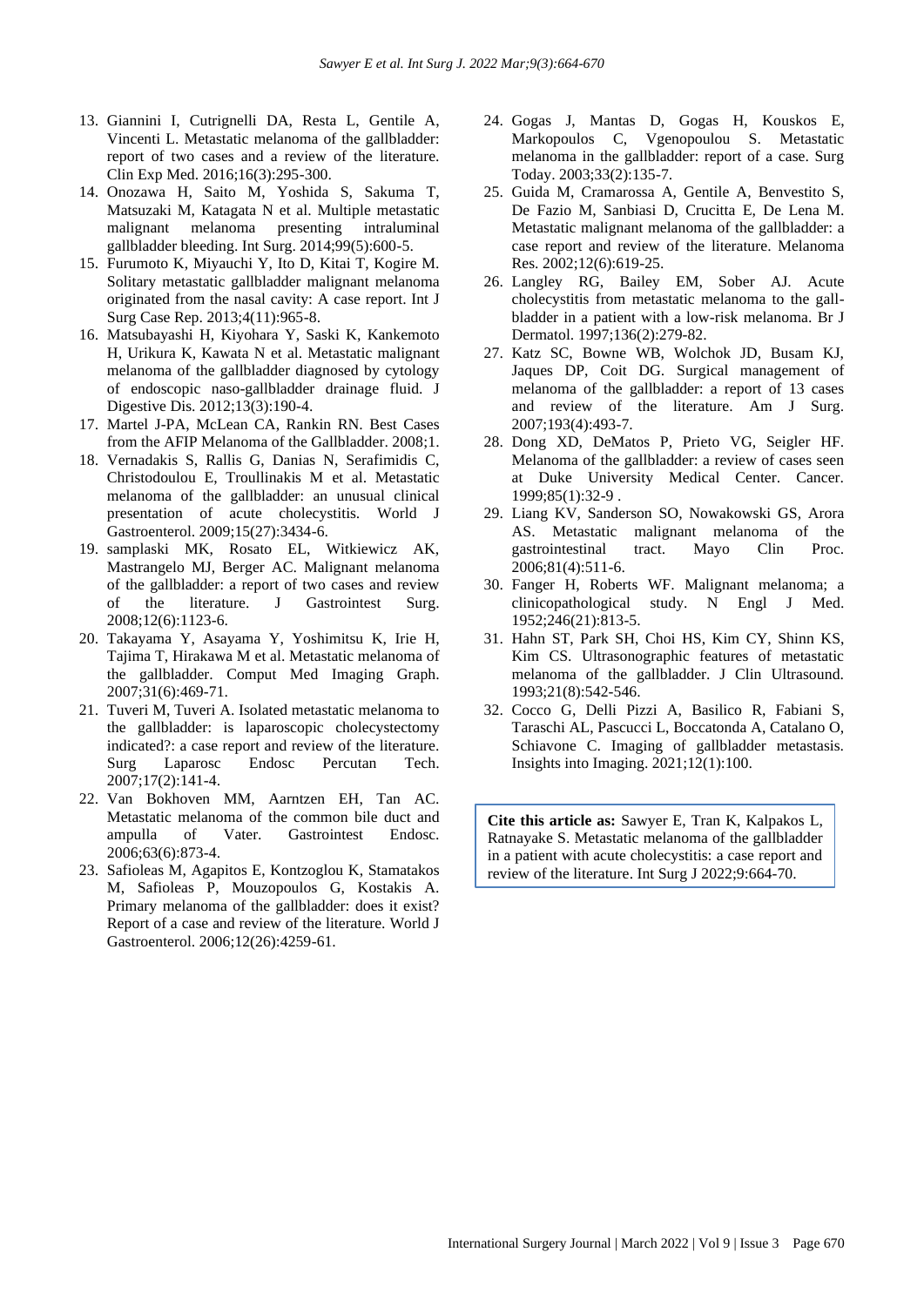13. Giannini I, Cutrignelli DA, Resta L, Gentile A, Vincenti L. Metastatic melanoma of the gallbladder: report of two cases and a review of the literature. Clin Exp Med. 2016;16(3):295-300.
14. Onozawa H, Saito M, Yoshida S, Sakuma T, Matsuzaki M, Katagata N et al. Multiple metastatic malignant melanoma presenting intraluminal gallbladder bleeding. Int Surg. 2014;99(5):600-5.
15. Furumoto K, Miyauchi Y, Ito D, Kitai T, Kogire M. Solitary metastatic gallbladder malignant melanoma originated from the nasal cavity: A case report. Int J Surg Case Rep. 2013;4(11):965-8.
16. Matsubayashi H, Kiyohara Y, Saski K, Kankemoto H, Urikura K, Kawata N et al. Metastatic malignant melanoma of the gallbladder diagnosed by cytology of endoscopic naso-gallbladder drainage fluid. J Digestive Dis. 2012;13(3):190-4.
17. Martel J-PA, McLean CA, Rankin RN. Best Cases from the AFIP Melanoma of the Gallbladder. 2008;1.
18. Vernadakis S, Rallis G, Danias N, Serafimidis C, Christodoulou E, Troullinakis M et al. Metastatic melanoma of the gallbladder: an unusual clinical presentation of acute cholecystitis. World J Gastroenterol. 2009;15(27):3434-6.
19. samplaski MK, Rosato EL, Witkiewicz AK, Mastrangelo MJ, Berger AC. Malignant melanoma of the gallbladder: a report of two cases and review of the literature. J Gastrointest Surg. 2008;12(6):1123-6.
20. Takayama Y, Asayama Y, Yoshimitsu K, Irie H, Tajima T, Hirakawa M et al. Metastatic melanoma of the gallbladder. Comput Med Imaging Graph. 2007;31(6):469-71.
21. Tuveri M, Tuveri A. Isolated metastatic melanoma to the gallbladder: is laparoscopic cholecystectomy indicated?: a case report and review of the literature. Surg Laparosc Endosc Percutan Tech. 2007;17(2):141-4.
22. Van Bokhoven MM, Aarntzen EH, Tan AC. Metastatic melanoma of the common bile duct and ampulla of Vater. Gastrointest Endosc. 2006;63(6):873-4.
23. Safioleas M, Agapitos E, Kontzoglou K, Stamatakos M, Safioleas P, Mouzopoulos G, Kostakis A. Primary melanoma of the gallbladder: does it exist? Report of a case and review of the literature. World J Gastroenterol. 2006;12(26):4259-61.
24. Gogas J, Mantas D, Gogas H, Kouskos E, Markopoulos C, Vgenopoulou S. Metastatic melanoma in the gallbladder: report of a case. Surg Today. 2003;33(2):135-7.
25. Guida M, Cramarossa A, Gentile A, Benvestito S, De Fazio M, Sanbiasi D, Crucitta E, De Lena M. Metastatic malignant melanoma of the gallbladder: a case report and review of the literature. Melanoma Res. 2002;12(6):619-25.
26. Langley RG, Bailey EM, Sober AJ. Acute cholecystitis from metastatic melanoma to the gall-bladder in a patient with a low-risk melanoma. Br J Dermatol. 1997;136(2):279-82.
27. Katz SC, Bowne WB, Wolchok JD, Busam KJ, Jaques DP, Coit DG. Surgical management of melanoma of the gallbladder: a report of 13 cases and review of the literature. Am J Surg. 2007;193(4):493-7.
28. Dong XD, DeMatos P, Prieto VG, Seigler HF. Melanoma of the gallbladder: a review of cases seen at Duke University Medical Center. Cancer. 1999;85(1):32-9 .
29. Liang KV, Sanderson SO, Nowakowski GS, Arora AS. Metastatic malignant melanoma of the gastrointestinal tract. Mayo Clin Proc. 2006;81(4):511-6.
30. Fanger H, Roberts WF. Malignant melanoma; a clinicopathological study. N Engl J Med. 1952;246(21):813-5.
31. Hahn ST, Park SH, Choi HS, Kim CY, Shinn KS, Kim CS. Ultrasonographic features of metastatic melanoma of the gallbladder. J Clin Ultrasound. 1993;21(8):542-546.
32. Cocco G, Delli Pizzi A, Basilico R, Fabiani S, Taraschi AL, Pascucci L, Boccatonda A, Catalano O, Schiavone C. Imaging of gallbladder metastasis. Insights into Imaging. 2021;12(1):100.

**Cite this article as:** Sawyer E, Tran K, Kalpakos L, Ratnayake S. Metastatic melanoma of the gallbladder in a patient with acute cholecystitis: a case report and review of the literature. Int Surg J 2022;9:664-70.